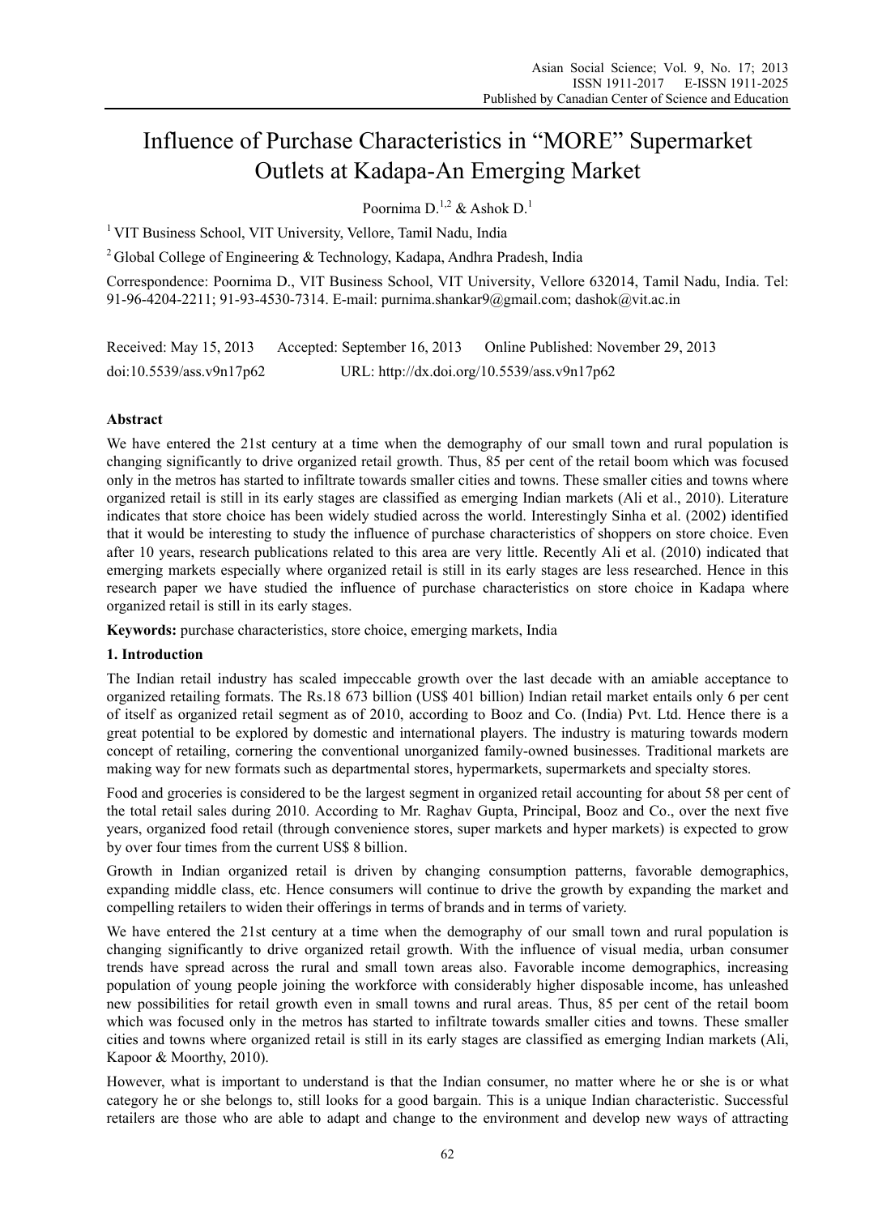# Influence of Purchase Characteristics in "MORE" Supermarket Outlets at Kadapa-An Emerging Market

Poornima D.[1,2] & Ashok D.[1]

[1] VIT Business School, VIT University, Vellore, Tamil Nadu, India

[2] Global College of Engineering & Technology, Kadapa, Andhra Pradesh, India

Correspondence: Poornima D., VIT Business School, VIT University, Vellore 632014, Tamil Nadu, India. Tel: 91-96-4204-2211; 91-93-4530-7314. E-mail: purnima.shankar9@gmail.com; dashok@vit.ac.in

Received: May 15, 2013 Accepted: September 16, 2013 Online Published: November 29, 2013

doi:10.5539/ass.v9n17p62 URL: http://dx.doi.org/10.5539/ass.v9n17p62

## Abstract

We have entered the 21st century at a time when the demography of our small town and rural population is changing significantly to drive organized retail growth. Thus, 85 per cent of the retail boom which was focused only in the metros has started to infiltrate towards smaller cities and towns. These smaller cities and towns where organized retail is still in its early stages are classified as emerging Indian markets (Ali et al., 2010). Literature indicates that store choice has been widely studied across the world. Interestingly Sinha et al. (2002) identified that it would be interesting to study the influence of purchase characteristics of shoppers on store choice. Even after 10 years, research publications related to this area are very little. Recently Ali et al. (2010) indicated that emerging markets especially where organized retail is still in its early stages are less researched. Hence in this research paper we have studied the influence of purchase characteristics on store choice in Kadapa where organized retail is still in its early stages.

**Keywords:** purchase characteristics, store choice, emerging markets, India

## 1. Introduction

The Indian retail industry has scaled impeccable growth over the last decade with an amiable acceptance to organized retailing formats. The Rs.18 673 billion (US$ 401 billion) Indian retail market entails only 6 per cent of itself as organized retail segment as of 2010, according to Booz and Co. (India) Pvt. Ltd. Hence there is a great potential to be explored by domestic and international players. The industry is maturing towards modern concept of retailing, cornering the conventional unorganized family-owned businesses. Traditional markets are making way for new formats such as departmental stores, hypermarkets, supermarkets and specialty stores.

Food and groceries is considered to be the largest segment in organized retail accounting for about 58 per cent of the total retail sales during 2010. According to Mr. Raghav Gupta, Principal, Booz and Co., over the next five years, organized food retail (through convenience stores, super markets and hyper markets) is expected to grow by over four times from the current US$ 8 billion.

Growth in Indian organized retail is driven by changing consumption patterns, favorable demographics, expanding middle class, etc. Hence consumers will continue to drive the growth by expanding the market and compelling retailers to widen their offerings in terms of brands and in terms of variety.

We have entered the 21st century at a time when the demography of our small town and rural population is changing significantly to drive organized retail growth. With the influence of visual media, urban consumer trends have spread across the rural and small town areas also. Favorable income demographics, increasing population of young people joining the workforce with considerably higher disposable income, has unleashed new possibilities for retail growth even in small towns and rural areas. Thus, 85 per cent of the retail boom which was focused only in the metros has started to infiltrate towards smaller cities and towns. These smaller cities and towns where organized retail is still in its early stages are classified as emerging Indian markets (Ali, Kapoor & Moorthy, 2010).

However, what is important to understand is that the Indian consumer, no matter where he or she is or what category he or she belongs to, still looks for a good bargain. This is a unique Indian characteristic. Successful retailers are those who are able to adapt and change to the environment and develop new ways of attracting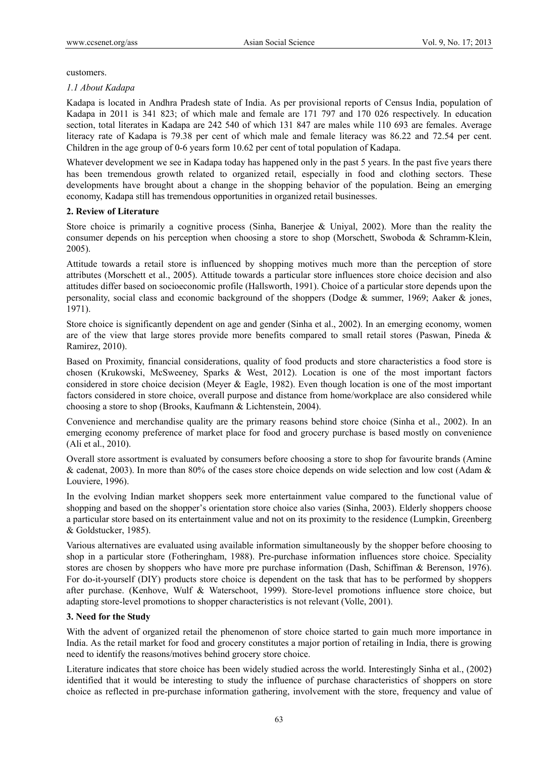customers.

### *1.1 About Kadapa*

Kadapa is located in Andhra Pradesh state of India. As per provisional reports of Census India, population of Kadapa in 2011 is 341 823; of which male and female are 171 797 and 170 026 respectively. In education section, total literates in Kadapa are 242 540 of which 131 847 are males while 110 693 are females. Average literacy rate of Kadapa is 79.38 per cent of which male and female literacy was 86.22 and 72.54 per cent. Children in the age group of 0-6 years form 10.62 per cent of total population of Kadapa.

Whatever development we see in Kadapa today has happened only in the past 5 years. In the past five years there has been tremendous growth related to organized retail, especially in food and clothing sectors. These developments have brought about a change in the shopping behavior of the population. Being an emerging economy, Kadapa still has tremendous opportunities in organized retail businesses.

## 2. Review of Literature

Store choice is primarily a cognitive process (Sinha, Banerjee & Uniyal, 2002). More than the reality the consumer depends on his perception when choosing a store to shop (Morschett, Swoboda & Schramm-Klein, 2005).

Attitude towards a retail store is influenced by shopping motives much more than the perception of store attributes (Morschett et al., 2005). Attitude towards a particular store influences store choice decision and also attitudes differ based on socioeconomic profile (Hallsworth, 1991). Choice of a particular store depends upon the personality, social class and economic background of the shoppers (Dodge & summer, 1969; Aaker & jones, 1971).

Store choice is significantly dependent on age and gender (Sinha et al., 2002). In an emerging economy, women are of the view that large stores provide more benefits compared to small retail stores (Paswan, Pineda & Ramirez, 2010).

Based on Proximity, financial considerations, quality of food products and store characteristics a food store is chosen (Krukowski, McSweeney, Sparks & West, 2012). Location is one of the most important factors considered in store choice decision (Meyer & Eagle, 1982). Even though location is one of the most important factors considered in store choice, overall purpose and distance from home/workplace are also considered while choosing a store to shop (Brooks, Kaufmann & Lichtenstein, 2004).

Convenience and merchandise quality are the primary reasons behind store choice (Sinha et al., 2002). In an emerging economy preference of market place for food and grocery purchase is based mostly on convenience (Ali et al., 2010).

Overall store assortment is evaluated by consumers before choosing a store to shop for favourite brands (Amine & cadenat, 2003). In more than 80% of the cases store choice depends on wide selection and low cost (Adam & Louviere, 1996).

In the evolving Indian market shoppers seek more entertainment value compared to the functional value of shopping and based on the shopper's orientation store choice also varies (Sinha, 2003). Elderly shoppers choose a particular store based on its entertainment value and not on its proximity to the residence (Lumpkin, Greenberg & Goldstucker, 1985).

Various alternatives are evaluated using available information simultaneously by the shopper before choosing to shop in a particular store (Fotheringham, 1988). Pre-purchase information influences store choice. Speciality stores are chosen by shoppers who have more pre purchase information (Dash, Schiffman & Berenson, 1976). For do-it-yourself (DIY) products store choice is dependent on the task that has to be performed by shoppers after purchase. (Kenhove, Wulf & Waterschoot, 1999). Store-level promotions influence store choice, but adapting store-level promotions to shopper characteristics is not relevant (Volle, 2001).

## 3. Need for the Study

With the advent of organized retail the phenomenon of store choice started to gain much more importance in India. As the retail market for food and grocery constitutes a major portion of retailing in India, there is growing need to identify the reasons/motives behind grocery store choice.

Literature indicates that store choice has been widely studied across the world. Interestingly Sinha et al., (2002) identified that it would be interesting to study the influence of purchase characteristics of shoppers on store choice as reflected in pre-purchase information gathering, involvement with the store, frequency and value of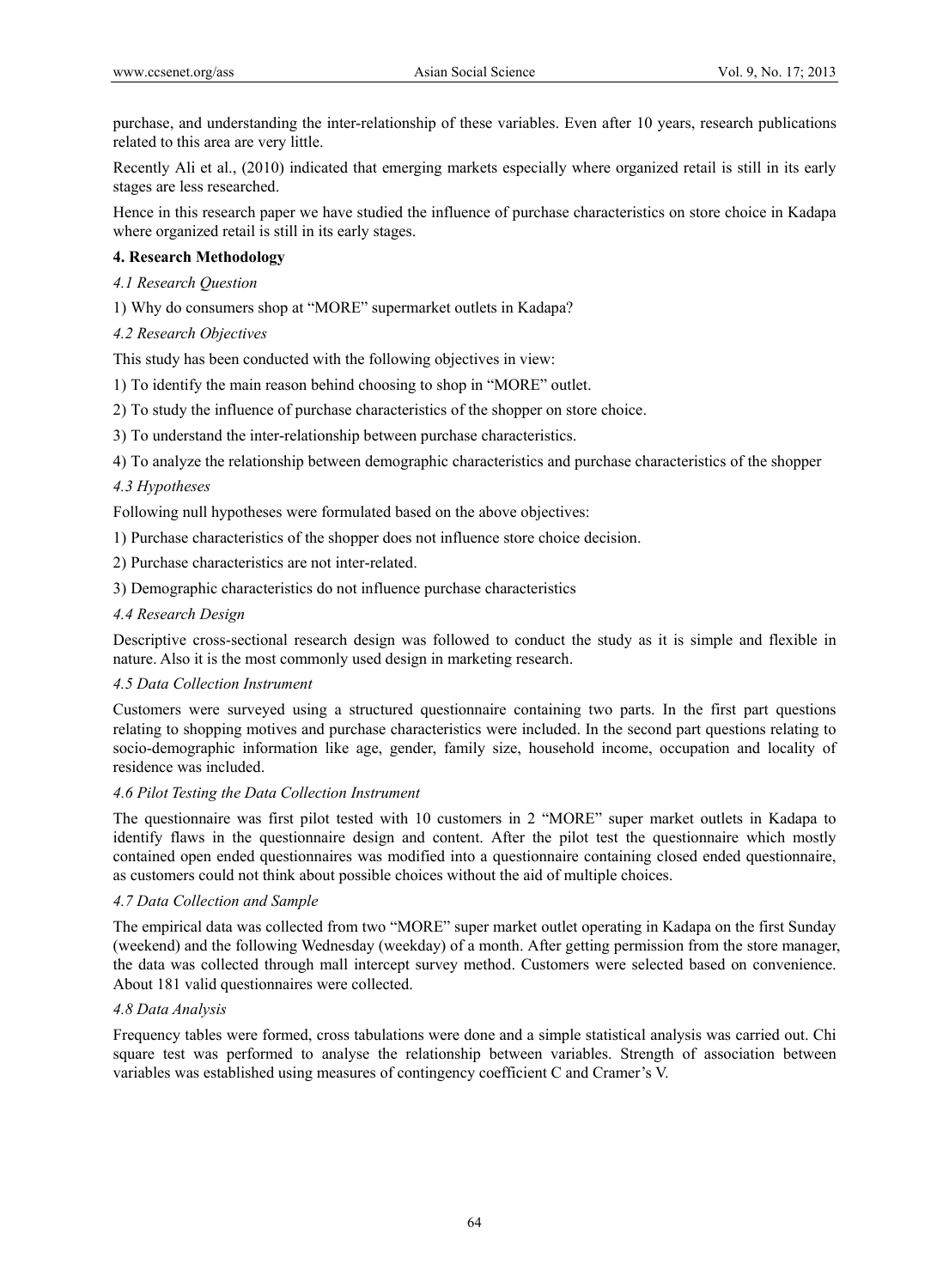purchase, and understanding the inter-relationship of these variables. Even after 10 years, research publications related to this area are very little.

Recently Ali et al., (2010) indicated that emerging markets especially where organized retail is still in its early stages are less researched.

Hence in this research paper we have studied the influence of purchase characteristics on store choice in Kadapa where organized retail is still in its early stages.

## 4. Research Methodology

### *4.1 Research Question*

1) Why do consumers shop at "MORE" supermarket outlets in Kadapa?

### *4.2 Research Objectives*

This study has been conducted with the following objectives in view:

1) To identify the main reason behind choosing to shop in "MORE" outlet.

2) To study the influence of purchase characteristics of the shopper on store choice.

3) To understand the inter-relationship between purchase characteristics.

4) To analyze the relationship between demographic characteristics and purchase characteristics of the shopper

### *4.3 Hypotheses*

Following null hypotheses were formulated based on the above objectives:

1) Purchase characteristics of the shopper does not influence store choice decision.

2) Purchase characteristics are not inter-related.

3) Demographic characteristics do not influence purchase characteristics

### *4.4 Research Design*

Descriptive cross-sectional research design was followed to conduct the study as it is simple and flexible in nature. Also it is the most commonly used design in marketing research.

### *4.5 Data Collection Instrument*

Customers were surveyed using a structured questionnaire containing two parts. In the first part questions relating to shopping motives and purchase characteristics were included. In the second part questions relating to socio-demographic information like age, gender, family size, household income, occupation and locality of residence was included.

### *4.6 Pilot Testing the Data Collection Instrument*

The questionnaire was first pilot tested with 10 customers in 2 "MORE" super market outlets in Kadapa to identify flaws in the questionnaire design and content. After the pilot test the questionnaire which mostly contained open ended questionnaires was modified into a questionnaire containing closed ended questionnaire, as customers could not think about possible choices without the aid of multiple choices.

### *4.7 Data Collection and Sample*

The empirical data was collected from two "MORE" super market outlet operating in Kadapa on the first Sunday (weekend) and the following Wednesday (weekday) of a month. After getting permission from the store manager, the data was collected through mall intercept survey method. Customers were selected based on convenience. About 181 valid questionnaires were collected.

### *4.8 Data Analysis*

Frequency tables were formed, cross tabulations were done and a simple statistical analysis was carried out. Chi square test was performed to analyse the relationship between variables. Strength of association between variables was established using measures of contingency coefficient C and Cramer's V.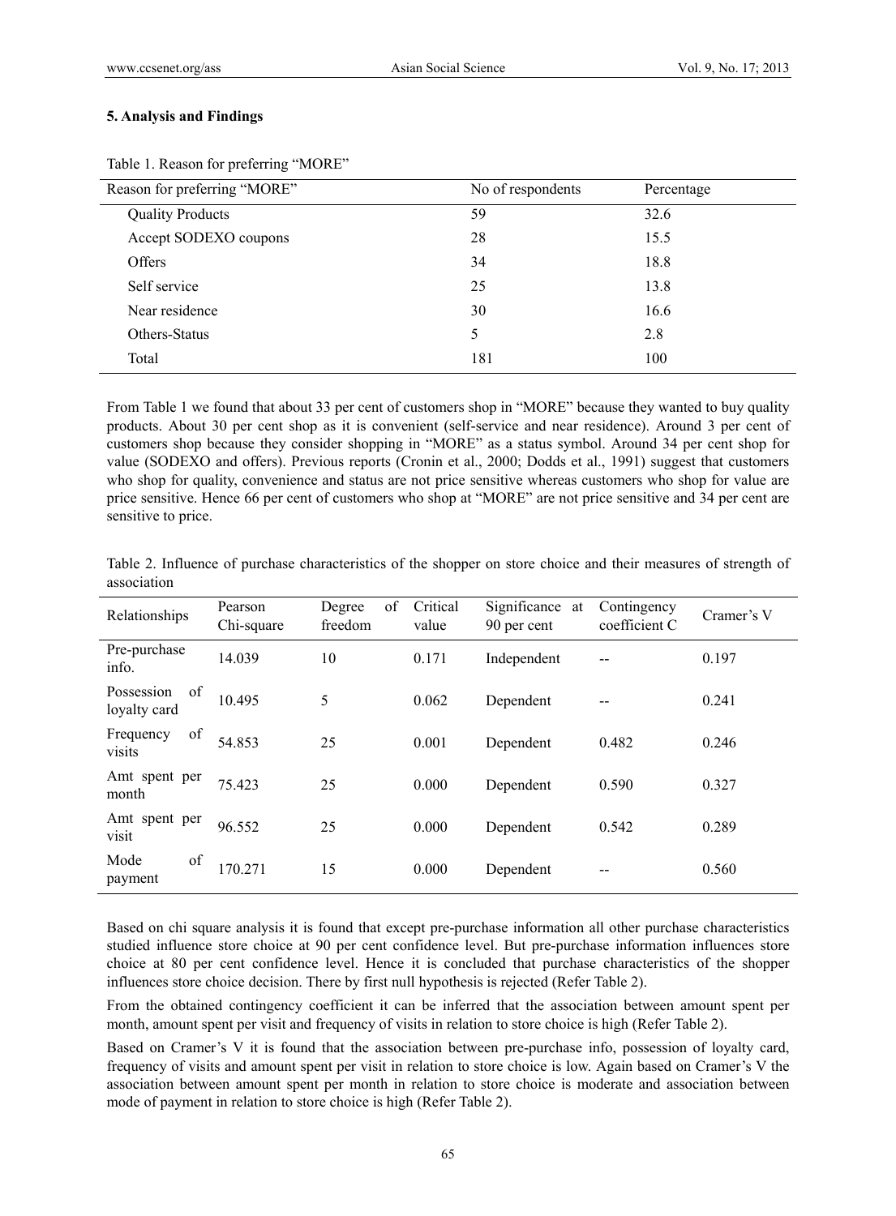### 5. Analysis and Findings

Table 1. Reason for preferring "MORE"

| Reason for preferring "MORE" | No of respondents | Percentage |
|---|---|---|
| Quality Products | 59 | 32.6 |
| Accept SODEXO coupons | 28 | 15.5 |
| Offers | 34 | 18.8 |
| Self service | 25 | 13.8 |
| Near residence | 30 | 16.6 |
| Others-Status | 5 | 2.8 |
| Total | 181 | 100 |

From Table 1 we found that about 33 per cent of customers shop in "MORE" because they wanted to buy quality products. About 30 per cent shop as it is convenient (self-service and near residence). Around 3 per cent of customers shop because they consider shopping in "MORE" as a status symbol. Around 34 per cent shop for value (SODEXO and offers). Previous reports (Cronin et al., 2000; Dodds et al., 1991) suggest that customers who shop for quality, convenience and status are not price sensitive whereas customers who shop for value are price sensitive. Hence 66 per cent of customers who shop at "MORE" are not price sensitive and 34 per cent are sensitive to price.

Table 2. Influence of purchase characteristics of the shopper on store choice and their measures of strength of association

| Relationships | Pearson Chi-square | Degree of freedom | Critical value | Significance at 90 per cent | Contingency coefficient C | Cramer's V |
|---|---|---|---|---|---|---|
| Pre-purchase info. | 14.039 | 10 | 0.171 | Independent | -- | 0.197 |
| Possession of loyalty card | 10.495 | 5 | 0.062 | Dependent | -- | 0.241 |
| Frequency of visits | 54.853 | 25 | 0.001 | Dependent | 0.482 | 0.246 |
| Amt spent per month | 75.423 | 25 | 0.000 | Dependent | 0.590 | 0.327 |
| Amt spent per visit | 96.552 | 25 | 0.000 | Dependent | 0.542 | 0.289 |
| Mode of payment | 170.271 | 15 | 0.000 | Dependent | -- | 0.560 |

Based on chi square analysis it is found that except pre-purchase information all other purchase characteristics studied influence store choice at 90 per cent confidence level. But pre-purchase information influences store choice at 80 per cent confidence level. Hence it is concluded that purchase characteristics of the shopper influences store choice decision. There by first null hypothesis is rejected (Refer Table 2).

From the obtained contingency coefficient it can be inferred that the association between amount spent per month, amount spent per visit and frequency of visits in relation to store choice is high (Refer Table 2).

Based on Cramer's V it is found that the association between pre-purchase info, possession of loyalty card, frequency of visits and amount spent per visit in relation to store choice is low. Again based on Cramer's V the association between amount spent per month in relation to store choice is moderate and association between mode of payment in relation to store choice is high (Refer Table 2).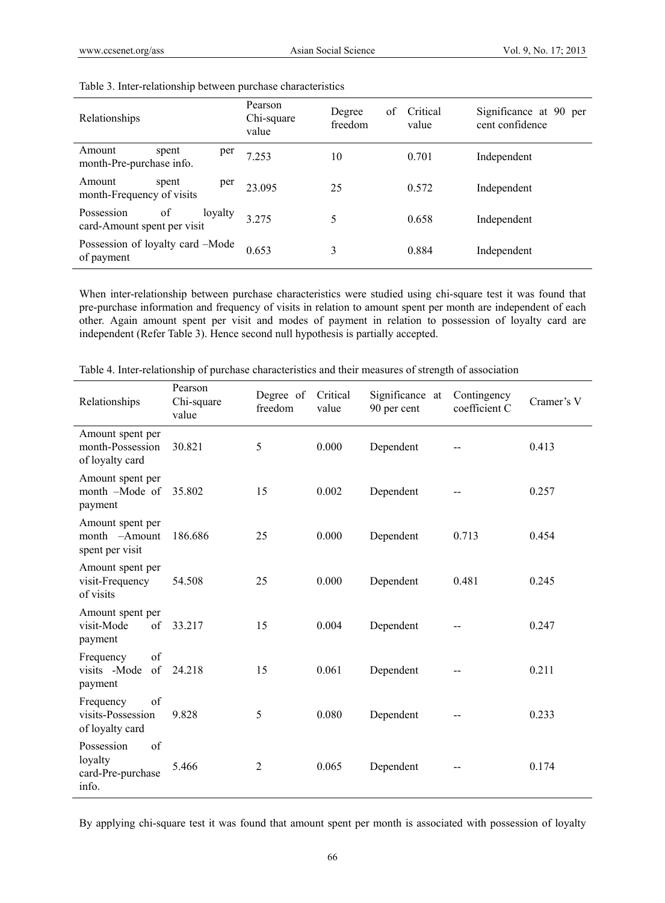Table 3. Inter-relationship between purchase characteristics

| Relationships | Pearson Chi-square value | Degree of freedom | Critical value | Significance at 90 per cent confidence |
|---|---|---|---|---|
| Amount spent per month-Pre-purchase info. | 7.253 | 10 | 0.701 | Independent |
| Amount spent per month-Frequency of visits | 23.095 | 25 | 0.572 | Independent |
| Possession of loyalty card-Amount spent per visit | 3.275 | 5 | 0.658 | Independent |
| Possession of loyalty card –Mode of payment | 0.653 | 3 | 0.884 | Independent |

When inter-relationship between purchase characteristics were studied using chi-square test it was found that pre-purchase information and frequency of visits in relation to amount spent per month are independent of each other. Again amount spent per visit and modes of payment in relation to possession of loyalty card are independent (Refer Table 3). Hence second null hypothesis is partially accepted.

Table 4. Inter-relationship of purchase characteristics and their measures of strength of association

| Relationships | Pearson Chi-square value | Degree of freedom | Critical value | Significance at 90 per cent | Contingency coefficient C | Cramer's V |
|---|---|---|---|---|---|---|
| Amount spent per month-Possession of loyalty card | 30.821 | 5 | 0.000 | Dependent | -- | 0.413 |
| Amount spent per month –Mode of payment | 35.802 | 15 | 0.002 | Dependent | -- | 0.257 |
| Amount spent per month –Amount spent per visit | 186.686 | 25 | 0.000 | Dependent | 0.713 | 0.454 |
| Amount spent per visit-Frequency of visits | 54.508 | 25 | 0.000 | Dependent | 0.481 | 0.245 |
| Amount spent per visit-Mode of payment | 33.217 | 15 | 0.004 | Dependent | -- | 0.247 |
| Frequency of visits -Mode of payment | 24.218 | 15 | 0.061 | Dependent | -- | 0.211 |
| Frequency of visits-Possession of loyalty card | 9.828 | 5 | 0.080 | Dependent | -- | 0.233 |
| Possession of loyalty card-Pre-purchase info. | 5.466 | 2 | 0.065 | Dependent | -- | 0.174 |

By applying chi-square test it was found that amount spent per month is associated with possession of loyalty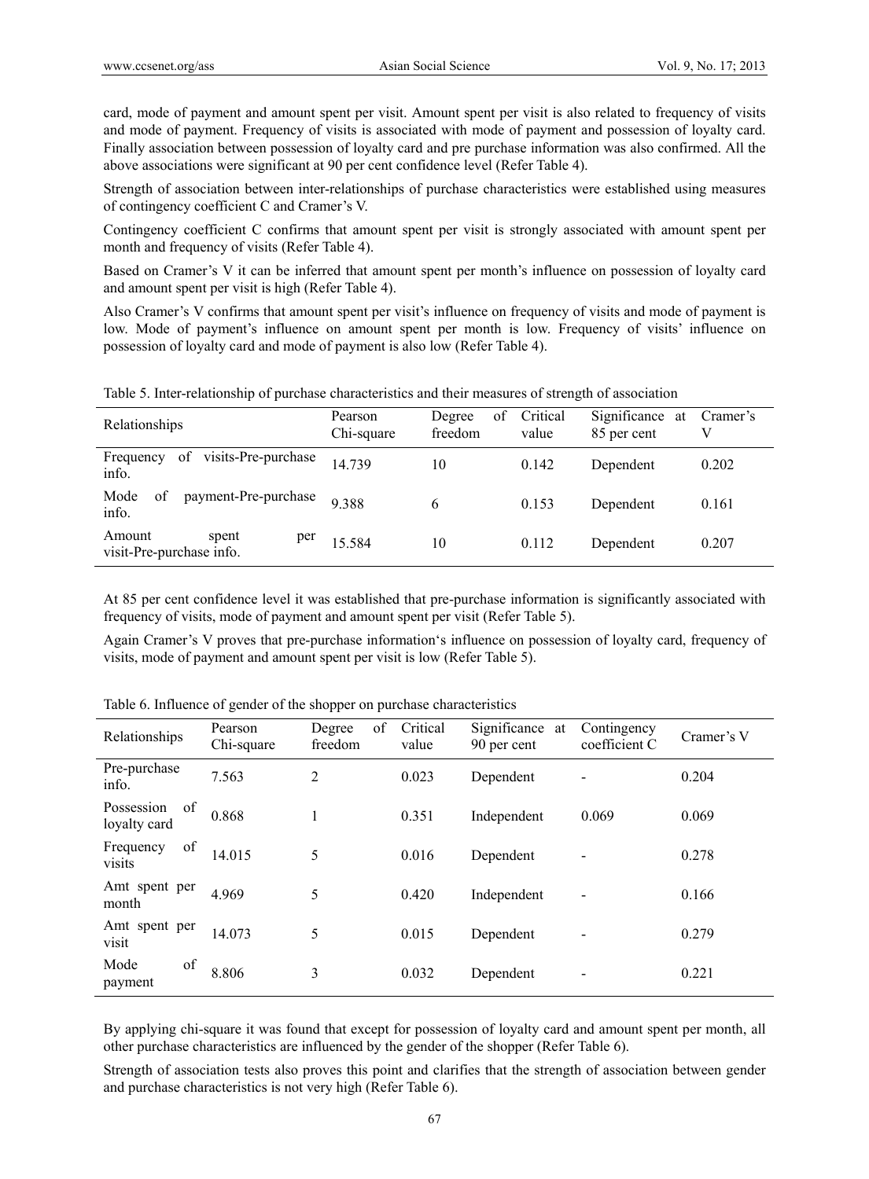card, mode of payment and amount spent per visit. Amount spent per visit is also related to frequency of visits and mode of payment. Frequency of visits is associated with mode of payment and possession of loyalty card. Finally association between possession of loyalty card and pre purchase information was also confirmed. All the above associations were significant at 90 per cent confidence level (Refer Table 4).

Strength of association between inter-relationships of purchase characteristics were established using measures of contingency coefficient C and Cramer's V.

Contingency coefficient C confirms that amount spent per visit is strongly associated with amount spent per month and frequency of visits (Refer Table 4).

Based on Cramer's V it can be inferred that amount spent per month's influence on possession of loyalty card and amount spent per visit is high (Refer Table 4).

Also Cramer's V confirms that amount spent per visit's influence on frequency of visits and mode of payment is low. Mode of payment's influence on amount spent per month is low. Frequency of visits' influence on possession of loyalty card and mode of payment is also low (Refer Table 4).

Table 5. Inter-relationship of purchase characteristics and their measures of strength of association

| Relationships | Pearson Chi-square | Degree of freedom | Critical value | Significance at 85 per cent | Cramer's V |
|---|---|---|---|---|---|
| Frequency of visits-Pre-purchase info. | 14.739 | 10 | 0.142 | Dependent | 0.202 |
| Mode of payment-Pre-purchase info. | 9.388 | 6 | 0.153 | Dependent | 0.161 |
| Amount spent per visit-Pre-purchase info. | 15.584 | 10 | 0.112 | Dependent | 0.207 |

At 85 per cent confidence level it was established that pre-purchase information is significantly associated with frequency of visits, mode of payment and amount spent per visit (Refer Table 5).

Again Cramer's V proves that pre-purchase information's influence on possession of loyalty card, frequency of visits, mode of payment and amount spent per visit is low (Refer Table 5).

Table 6. Influence of gender of the shopper on purchase characteristics

| Relationships | Pearson Chi-square | Degree of freedom | Critical value | Significance at 90 per cent | Contingency coefficient C | Cramer's V |
|---|---|---|---|---|---|---|
| Pre-purchase info. | 7.563 | 2 | 0.023 | Dependent | - | 0.204 |
| Possession of loyalty card | 0.868 | 1 | 0.351 | Independent | 0.069 | 0.069 |
| Frequency of visits | 14.015 | 5 | 0.016 | Dependent | - | 0.278 |
| Amt spent per month | 4.969 | 5 | 0.420 | Independent | - | 0.166 |
| Amt spent per visit | 14.073 | 5 | 0.015 | Dependent | - | 0.279 |
| Mode of payment | 8.806 | 3 | 0.032 | Dependent | - | 0.221 |

By applying chi-square it was found that except for possession of loyalty card and amount spent per month, all other purchase characteristics are influenced by the gender of the shopper (Refer Table 6).

Strength of association tests also proves this point and clarifies that the strength of association between gender and purchase characteristics is not very high (Refer Table 6).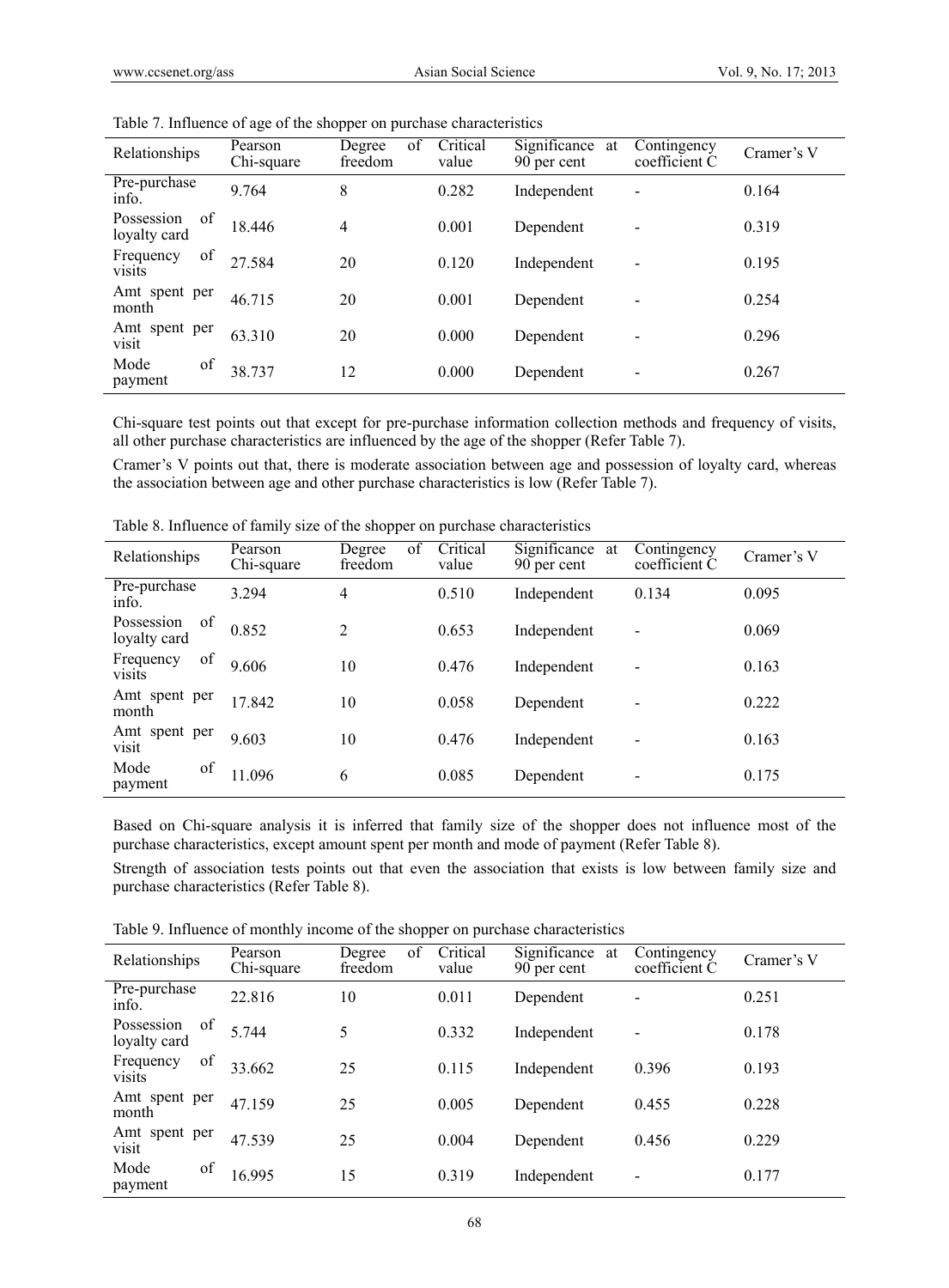Table 7. Influence of age of the shopper on purchase characteristics

| Relationships | Pearson Chi-square | Degree of freedom | Critical value | Significance at 90 per cent | Contingency coefficient C | Cramer's V |
|---|---|---|---|---|---|---|
| Pre-purchase info. | 9.764 | 8 | 0.282 | Independent | - | 0.164 |
| Possession of loyalty card | 18.446 | 4 | 0.001 | Dependent | - | 0.319 |
| Frequency of visits | 27.584 | 20 | 0.120 | Independent | - | 0.195 |
| Amt spent per month | 46.715 | 20 | 0.001 | Dependent | - | 0.254 |
| Amt spent per visit | 63.310 | 20 | 0.000 | Dependent | - | 0.296 |
| Mode of payment | 38.737 | 12 | 0.000 | Dependent | - | 0.267 |

Chi-square test points out that except for pre-purchase information collection methods and frequency of visits, all other purchase characteristics are influenced by the age of the shopper (Refer Table 7).

Cramer's V points out that, there is moderate association between age and possession of loyalty card, whereas the association between age and other purchase characteristics is low (Refer Table 7).

Table 8. Influence of family size of the shopper on purchase characteristics

| Relationships | Pearson Chi-square | Degree of freedom | Critical value | Significance at 90 per cent | Contingency coefficient C | Cramer's V |
|---|---|---|---|---|---|---|
| Pre-purchase info. | 3.294 | 4 | 0.510 | Independent | 0.134 | 0.095 |
| Possession of loyalty card | 0.852 | 2 | 0.653 | Independent | - | 0.069 |
| Frequency of visits | 9.606 | 10 | 0.476 | Independent | - | 0.163 |
| Amt spent per month | 17.842 | 10 | 0.058 | Dependent | - | 0.222 |
| Amt spent per visit | 9.603 | 10 | 0.476 | Independent | - | 0.163 |
| Mode of payment | 11.096 | 6 | 0.085 | Dependent | - | 0.175 |

Based on Chi-square analysis it is inferred that family size of the shopper does not influence most of the purchase characteristics, except amount spent per month and mode of payment (Refer Table 8).

Strength of association tests points out that even the association that exists is low between family size and purchase characteristics (Refer Table 8).

Table 9. Influence of monthly income of the shopper on purchase characteristics

| Relationships | Pearson Chi-square | Degree of freedom | Critical value | Significance at 90 per cent | Contingency coefficient C | Cramer's V |
|---|---|---|---|---|---|---|
| Pre-purchase info. | 22.816 | 10 | 0.011 | Dependent | - | 0.251 |
| Possession of loyalty card | 5.744 | 5 | 0.332 | Independent | - | 0.178 |
| Frequency of visits | 33.662 | 25 | 0.115 | Independent | 0.396 | 0.193 |
| Amt spent per month | 47.159 | 25 | 0.005 | Dependent | 0.455 | 0.228 |
| Amt spent per visit | 47.539 | 25 | 0.004 | Dependent | 0.456 | 0.229 |
| Mode of payment | 16.995 | 15 | 0.319 | Independent | - | 0.177 |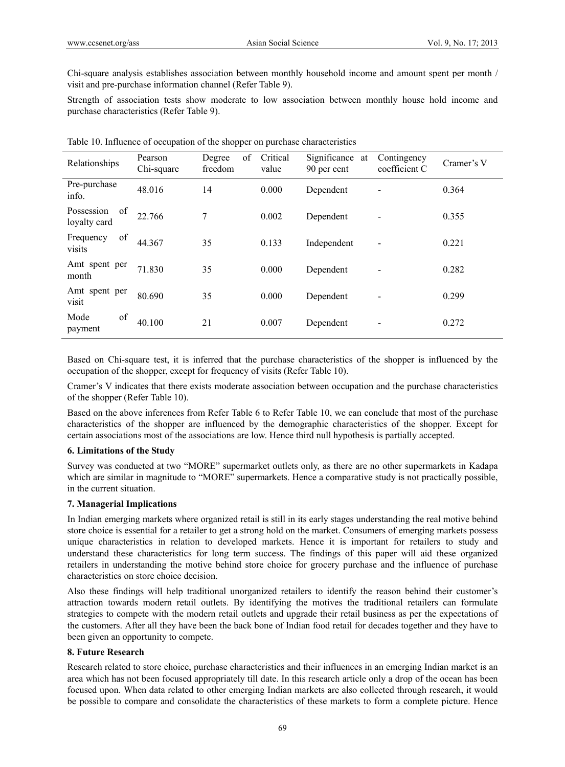Chi-square analysis establishes association between monthly household income and amount spent per month / visit and pre-purchase information channel (Refer Table 9).

Strength of association tests show moderate to low association between monthly house hold income and purchase characteristics (Refer Table 9).

Table 10. Influence of occupation of the shopper on purchase characteristics

| Relationships | Pearson Chi-square | Degree of freedom | Critical value | Significance at 90 per cent | Contingency coefficient C | Cramer's V |
|---|---|---|---|---|---|---|
| Pre-purchase info. | 48.016 | 14 | 0.000 | Dependent | - | 0.364 |
| Possession of loyalty card | 22.766 | 7 | 0.002 | Dependent | - | 0.355 |
| Frequency of visits | 44.367 | 35 | 0.133 | Independent | - | 0.221 |
| Amt spent per month | 71.830 | 35 | 0.000 | Dependent | - | 0.282 |
| Amt spent per visit | 80.690 | 35 | 0.000 | Dependent | - | 0.299 |
| Mode of payment | 40.100 | 21 | 0.007 | Dependent | - | 0.272 |

Based on Chi-square test, it is inferred that the purchase characteristics of the shopper is influenced by the occupation of the shopper, except for frequency of visits (Refer Table 10).

Cramer's V indicates that there exists moderate association between occupation and the purchase characteristics of the shopper (Refer Table 10).

Based on the above inferences from Refer Table 6 to Refer Table 10, we can conclude that most of the purchase characteristics of the shopper are influenced by the demographic characteristics of the shopper. Except for certain associations most of the associations are low. Hence third null hypothesis is partially accepted.

## 6. Limitations of the Study

Survey was conducted at two "MORE" supermarket outlets only, as there are no other supermarkets in Kadapa which are similar in magnitude to "MORE" supermarkets. Hence a comparative study is not practically possible, in the current situation.

## 7. Managerial Implications

In Indian emerging markets where organized retail is still in its early stages understanding the real motive behind store choice is essential for a retailer to get a strong hold on the market. Consumers of emerging markets possess unique characteristics in relation to developed markets. Hence it is important for retailers to study and understand these characteristics for long term success. The findings of this paper will aid these organized retailers in understanding the motive behind store choice for grocery purchase and the influence of purchase characteristics on store choice decision.

Also these findings will help traditional unorganized retailers to identify the reason behind their customer's attraction towards modern retail outlets. By identifying the motives the traditional retailers can formulate strategies to compete with the modern retail outlets and upgrade their retail business as per the expectations of the customers. After all they have been the back bone of Indian food retail for decades together and they have to been given an opportunity to compete.

## 8. Future Research

Research related to store choice, purchase characteristics and their influences in an emerging Indian market is an area which has not been focused appropriately till date. In this research article only a drop of the ocean has been focused upon. When data related to other emerging Indian markets are also collected through research, it would be possible to compare and consolidate the characteristics of these markets to form a complete picture. Hence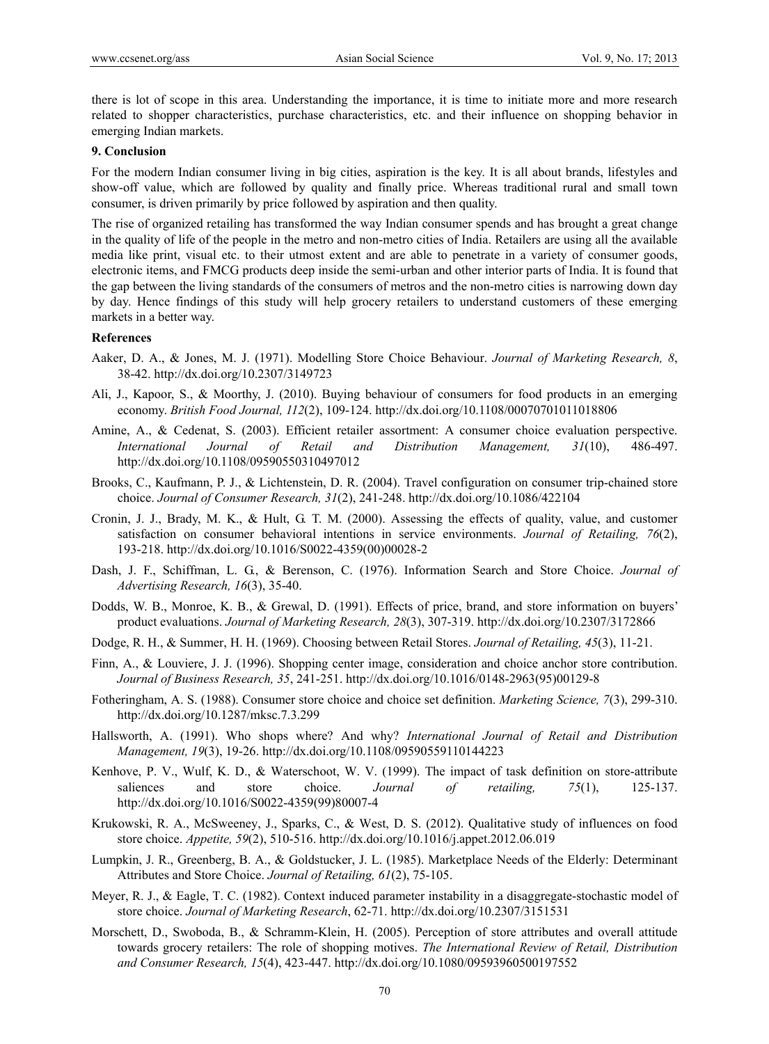there is lot of scope in this area. Understanding the importance, it is time to initiate more and more research related to shopper characteristics, purchase characteristics, etc. and their influence on shopping behavior in emerging Indian markets.

## 9. Conclusion

For the modern Indian consumer living in big cities, aspiration is the key. It is all about brands, lifestyles and show-off value, which are followed by quality and finally price. Whereas traditional rural and small town consumer, is driven primarily by price followed by aspiration and then quality.

The rise of organized retailing has transformed the way Indian consumer spends and has brought a great change in the quality of life of the people in the metro and non-metro cities of India. Retailers are using all the available media like print, visual etc. to their utmost extent and are able to penetrate in a variety of consumer goods, electronic items, and FMCG products deep inside the semi-urban and other interior parts of India. It is found that the gap between the living standards of the consumers of metros and the non-metro cities is narrowing down day by day. Hence findings of this study will help grocery retailers to understand customers of these emerging markets in a better way.

## References

Aaker, D. A., & Jones, M. J. (1971). Modelling Store Choice Behaviour. *Journal of Marketing Research, 8*, 38-42. http://dx.doi.org/10.2307/3149723

Ali, J., Kapoor, S., & Moorthy, J. (2010). Buying behaviour of consumers for food products in an emerging economy. *British Food Journal, 112*(2), 109-124. http://dx.doi.org/10.1108/00070701011018806

Amine, A., & Cedenat, S. (2003). Efficient retailer assortment: A consumer choice evaluation perspective. *International Journal of Retail and Distribution Management, 31*(10), 486-497. http://dx.doi.org/10.1108/09590550310497012

Brooks, C., Kaufmann, P. J., & Lichtenstein, D. R. (2004). Travel configuration on consumer trip-chained store choice. *Journal of Consumer Research, 31*(2), 241-248. http://dx.doi.org/10.1086/422104

Cronin, J. J., Brady, M. K., & Hult, G. T. M. (2000). Assessing the effects of quality, value, and customer satisfaction on consumer behavioral intentions in service environments. *Journal of Retailing, 76*(2), 193-218. http://dx.doi.org/10.1016/S0022-4359(00)00028-2

Dash, J. F., Schiffman, L. G., & Berenson, C. (1976). Information Search and Store Choice. *Journal of Advertising Research, 16*(3), 35-40.

Dodds, W. B., Monroe, K. B., & Grewal, D. (1991). Effects of price, brand, and store information on buyers' product evaluations. *Journal of Marketing Research, 28*(3), 307-319. http://dx.doi.org/10.2307/3172866

Dodge, R. H., & Summer, H. H. (1969). Choosing between Retail Stores. *Journal of Retailing, 45*(3), 11-21.

Finn, A., & Louviere, J. J. (1996). Shopping center image, consideration and choice anchor store contribution. *Journal of Business Research, 35*, 241-251. http://dx.doi.org/10.1016/0148-2963(95)00129-8

Fotheringham, A. S. (1988). Consumer store choice and choice set definition. *Marketing Science, 7*(3), 299-310. http://dx.doi.org/10.1287/mksc.7.3.299

Hallsworth, A. (1991). Who shops where? And why? *International Journal of Retail and Distribution Management, 19*(3), 19-26. http://dx.doi.org/10.1108/09590559110144223

Kenhove, P. V., Wulf, K. D., & Waterschoot, W. V. (1999). The impact of task definition on store-attribute saliences and store choice. *Journal of retailing, 75*(1), 125-137. http://dx.doi.org/10.1016/S0022-4359(99)80007-4

Krukowski, R. A., McSweeney, J., Sparks, C., & West, D. S. (2012). Qualitative study of influences on food store choice. *Appetite, 59*(2), 510-516. http://dx.doi.org/10.1016/j.appet.2012.06.019

Lumpkin, J. R., Greenberg, B. A., & Goldstucker, J. L. (1985). Marketplace Needs of the Elderly: Determinant Attributes and Store Choice. *Journal of Retailing, 61*(2), 75-105.

Meyer, R. J., & Eagle, T. C. (1982). Context induced parameter instability in a disaggregate-stochastic model of store choice. *Journal of Marketing Research*, 62-71. http://dx.doi.org/10.2307/3151531

Morschett, D., Swoboda, B., & Schramm-Klein, H. (2005). Perception of store attributes and overall attitude towards grocery retailers: The role of shopping motives. *The International Review of Retail, Distribution and Consumer Research, 15*(4), 423-447. http://dx.doi.org/10.1080/09593960500197552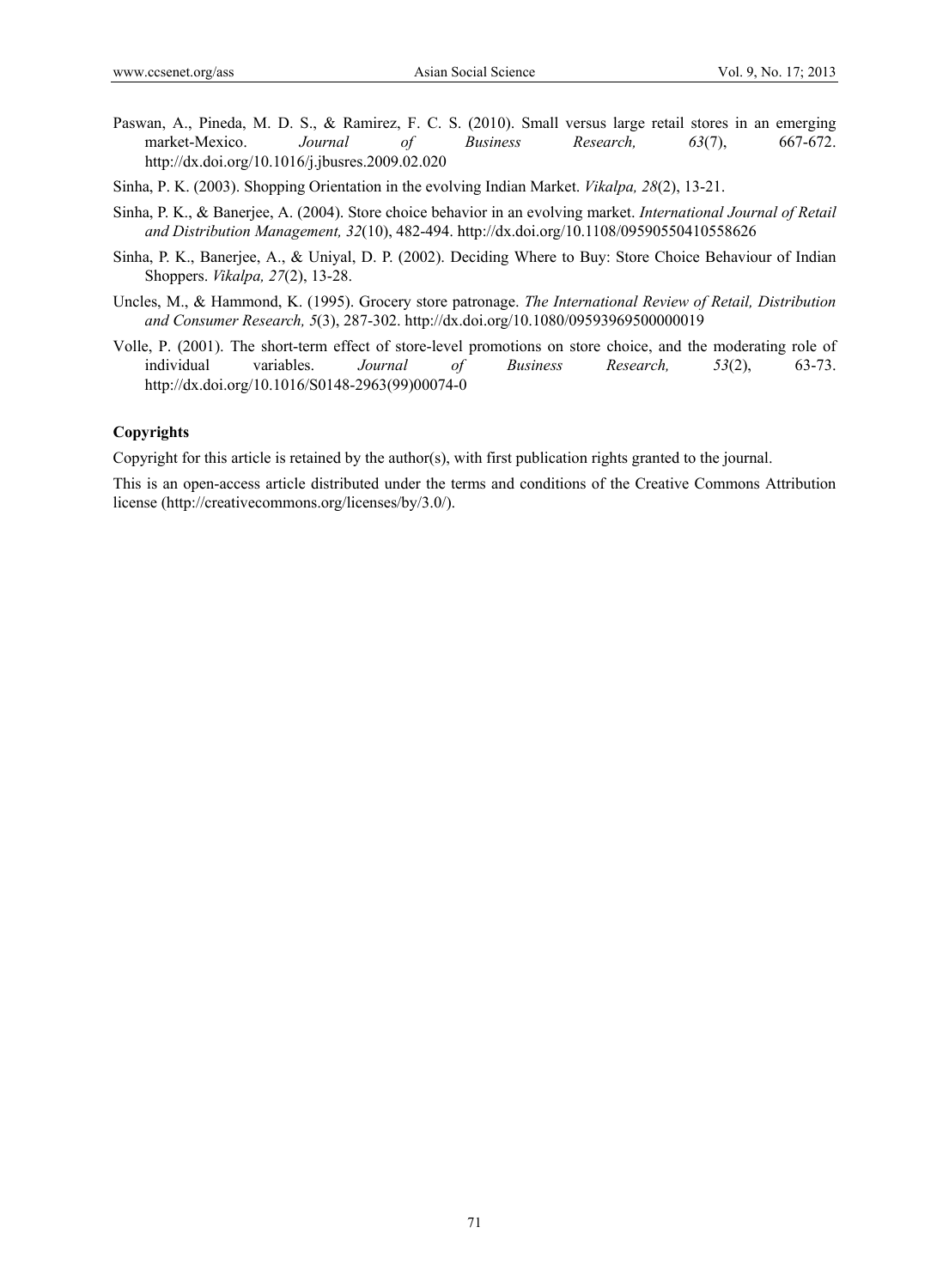Paswan, A., Pineda, M. D. S., & Ramirez, F. C. S. (2010). Small versus large retail stores in an emerging market-Mexico. *Journal of Business Research, 63*(7), 667-672. http://dx.doi.org/10.1016/j.jbusres.2009.02.020

Sinha, P. K. (2003). Shopping Orientation in the evolving Indian Market. *Vikalpa, 28*(2), 13-21.

Sinha, P. K., & Banerjee, A. (2004). Store choice behavior in an evolving market. *International Journal of Retail and Distribution Management, 32*(10), 482-494. http://dx.doi.org/10.1108/09590550410558626

Sinha, P. K., Banerjee, A., & Uniyal, D. P. (2002). Deciding Where to Buy: Store Choice Behaviour of Indian Shoppers. *Vikalpa, 27*(2), 13-28.

Uncles, M., & Hammond, K. (1995). Grocery store patronage. *The International Review of Retail, Distribution and Consumer Research, 5*(3), 287-302. http://dx.doi.org/10.1080/09593969500000019

Volle, P. (2001). The short-term effect of store-level promotions on store choice, and the moderating role of individual variables. *Journal of Business Research, 53*(2), 63-73. http://dx.doi.org/10.1016/S0148-2963(99)00074-0

**Copyrights**

Copyright for this article is retained by the author(s), with first publication rights granted to the journal.

This is an open-access article distributed under the terms and conditions of the Creative Commons Attribution license (http://creativecommons.org/licenses/by/3.0/).